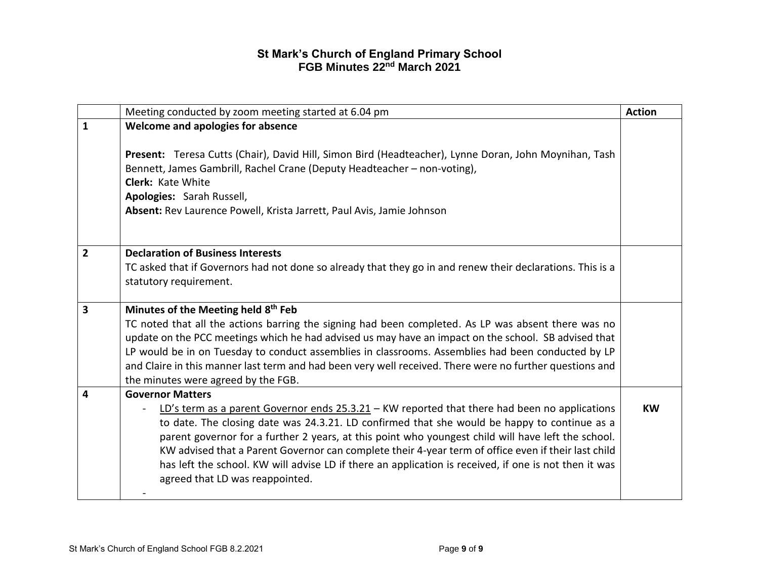# St Mark's Church of England Primary School
## FGB Minutes 22nd March 2021

| | Meeting conducted by zoom meeting started at 6.04 pm | Action |
|---|---|---|
| **1** | **Welcome and apologies for absence**<br><br>**Present:** Teresa Cutts (Chair), David Hill, Simon Bird (Headteacher), Lynne Doran, John Moynihan, Tash Bennett, James Gambrill, Rachel Crane (Deputy Headteacher – non-voting),<br>**Clerk:** Kate White<br>**Apologies:** Sarah Russell,<br>**Absent:** Rev Laurence Powell, Krista Jarrett, Paul Avis, Jamie Johnson | |
| **2** | **Declaration of Business Interests**<br>TC asked that if Governors had not done so already that they go in and renew their declarations. This is a statutory requirement. | |
| **3** | **Minutes of the Meeting held 8th Feb**<br>TC noted that all the actions barring the signing had been completed. As LP was absent there was no update on the PCC meetings which he had advised us may have an impact on the school. SB advised that LP would be in on Tuesday to conduct assemblies in classrooms. Assemblies had been conducted by LP and Claire in this manner last term and had been very well received. There were no further questions and the minutes were agreed by the FGB. | |
| **4** | **Governor Matters**<br>- <u>LD's term as a parent Governor ends 25.3.21</u> – KW reported that there had been no applications to date. The closing date was 24.3.21. LD confirmed that she would be happy to continue as a parent governor for a further 2 years, at this point who youngest child will have left the school. KW advised that a Parent Governor can complete their 4-year term of office even if their last child has left the school. KW will advise LD if there an application is received, if one is not then it was agreed that LD was reappointed.<br>- | **KW** |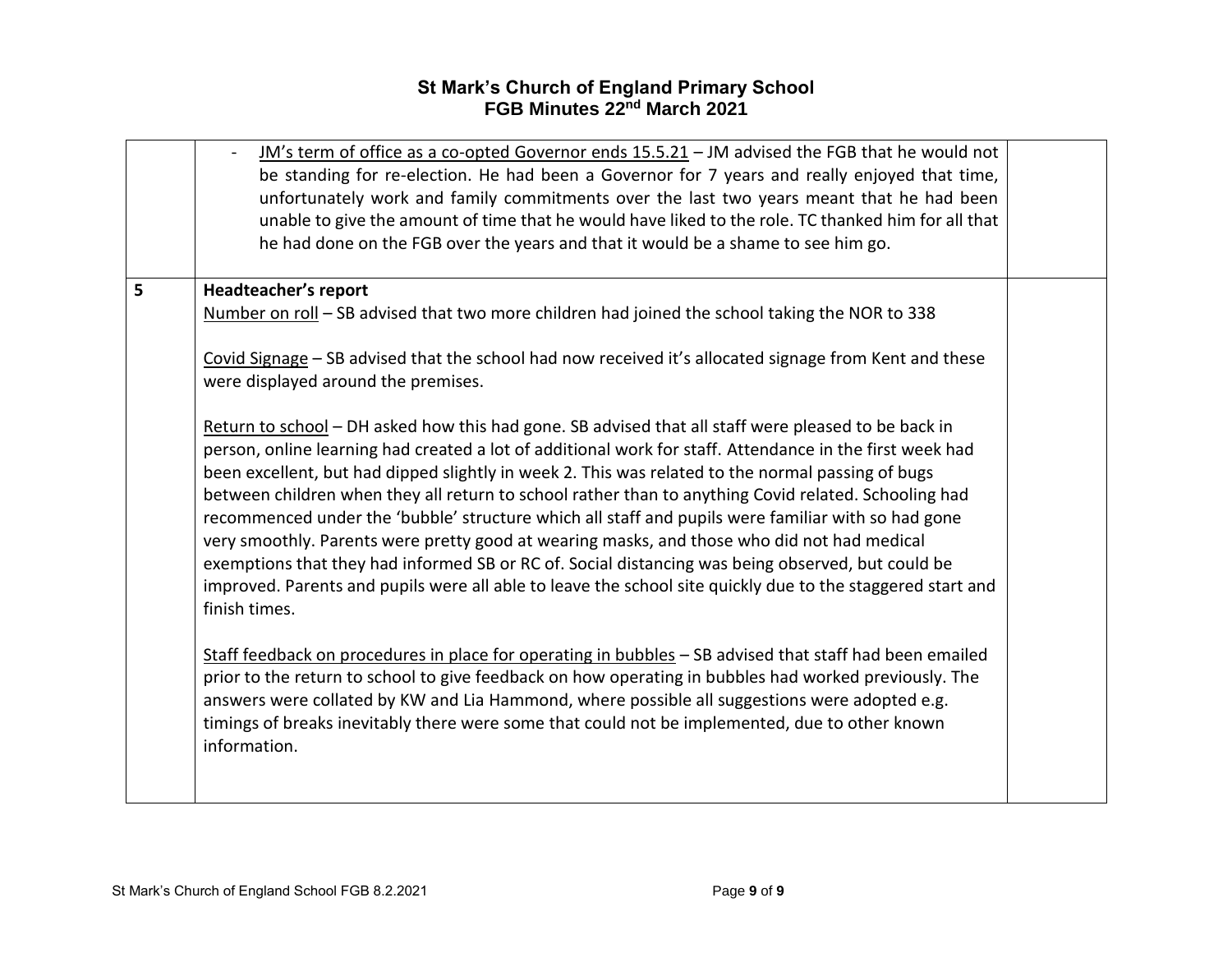# St Mark's Church of England Primary School
## FGB Minutes 22nd March 2021

| | | |
|---|---|---|
| | - JM's term of office as a co-opted Governor ends 15.5.21 – JM advised the FGB that he would not be standing for re-election. He had been a Governor for 7 years and really enjoyed that time, unfortunately work and family commitments over the last two years meant that he had been unable to give the amount of time that he would have liked to the role. TC thanked him for all that he had done on the FGB over the years and that it would be a shame to see him go. | |
| 5 | **Headteacher's report**<br>Number on roll – SB advised that two more children had joined the school taking the NOR to 338<br><br>Covid Signage – SB advised that the school had now received it's allocated signage from Kent and these were displayed around the premises.<br><br>Return to school – DH asked how this had gone. SB advised that all staff were pleased to be back in person, online learning had created a lot of additional work for staff. Attendance in the first week had been excellent, but had dipped slightly in week 2. This was related to the normal passing of bugs between children when they all return to school rather than to anything Covid related. Schooling had recommenced under the 'bubble' structure which all staff and pupils were familiar with so had gone very smoothly. Parents were pretty good at wearing masks, and those who did not had medical exemptions that they had informed SB or RC of. Social distancing was being observed, but could be improved. Parents and pupils were all able to leave the school site quickly due to the staggered start and finish times.<br><br>Staff feedback on procedures in place for operating in bubbles – SB advised that staff had been emailed prior to the return to school to give feedback on how operating in bubbles had worked previously. The answers were collated by KW and Lia Hammond, where possible all suggestions were adopted e.g. timings of breaks inevitably there were some that could not be implemented, due to other known information. | |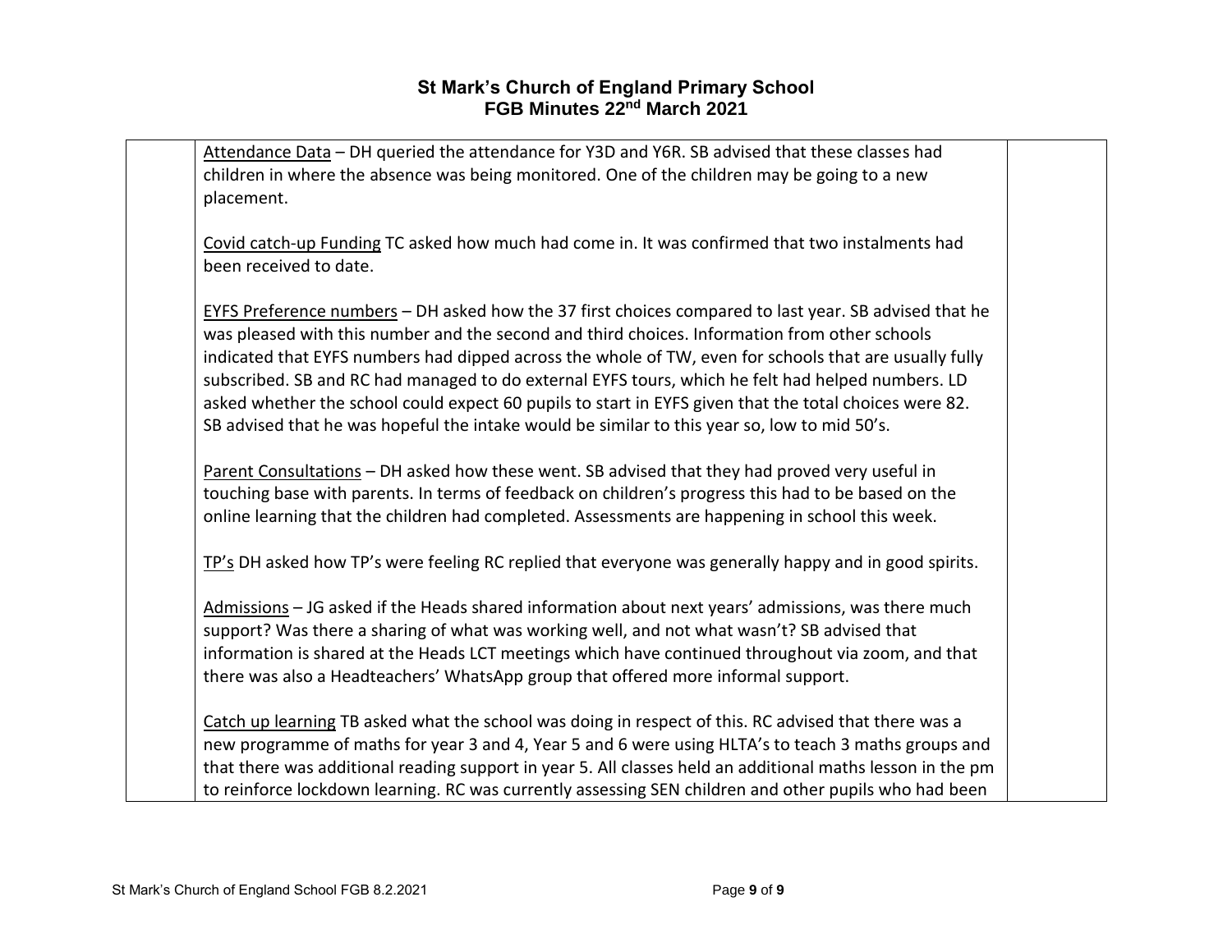Attendance Data – DH queried the attendance for Y3D and Y6R. SB advised that these classes had children in where the absence was being monitored. One of the children may be going to a new placement.

Covid catch-up Funding TC asked how much had come in. It was confirmed that two instalments had been received to date.

EYFS Preference numbers – DH asked how the 37 first choices compared to last year. SB advised that he was pleased with this number and the second and third choices. Information from other schools indicated that EYFS numbers had dipped across the whole of TW, even for schools that are usually fully subscribed. SB and RC had managed to do external EYFS tours, which he felt had helped numbers. LD asked whether the school could expect 60 pupils to start in EYFS given that the total choices were 82. SB advised that he was hopeful the intake would be similar to this year so, low to mid 50's.

Parent Consultations – DH asked how these went. SB advised that they had proved very useful in touching base with parents. In terms of feedback on children's progress this had to be based on the online learning that the children had completed. Assessments are happening in school this week.

TP's DH asked how TP's were feeling RC replied that everyone was generally happy and in good spirits.

Admissions – JG asked if the Heads shared information about next years' admissions, was there much support? Was there a sharing of what was working well, and not what wasn't? SB advised that information is shared at the Heads LCT meetings which have continued throughout via zoom, and that there was also a Headteachers' WhatsApp group that offered more informal support.

Catch up learning TB asked what the school was doing in respect of this. RC advised that there was a new programme of maths for year 3 and 4, Year 5 and 6 were using HLTA's to teach 3 maths groups and that there was additional reading support in year 5. All classes held an additional maths lesson in the pm to reinforce lockdown learning. RC was currently assessing SEN children and other pupils who had been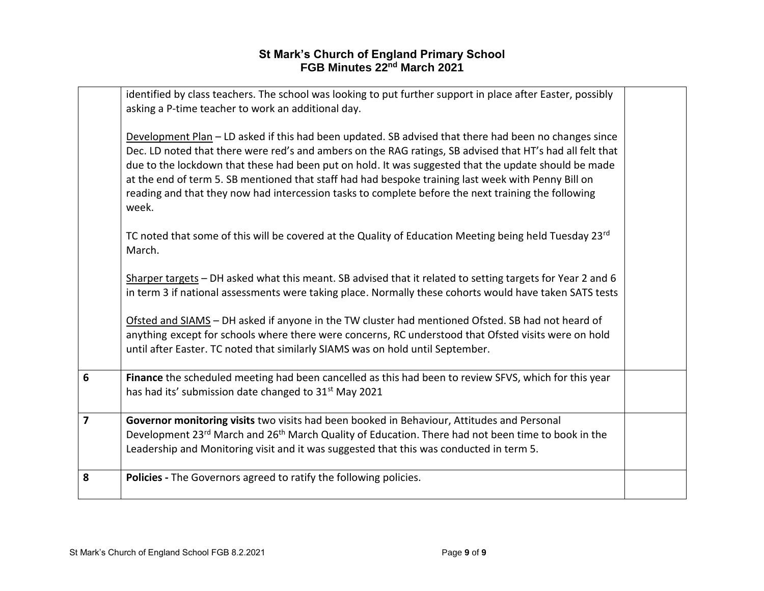| | | |
|---|---|---|
| | identified by class teachers. The school was looking to put further support in place after Easter, possibly asking a P-time teacher to work an additional day.<br><br>Development Plan – LD asked if this had been updated. SB advised that there had been no changes since Dec. LD noted that there were red's and ambers on the RAG ratings, SB advised that HT's had all felt that due to the lockdown that these had been put on hold. It was suggested that the update should be made at the end of term 5. SB mentioned that staff had had bespoke training last week with Penny Bill on reading and that they now had intercession tasks to complete before the next training the following week.<br><br>TC noted that some of this will be covered at the Quality of Education Meeting being held Tuesday 23rd March.<br><br>Sharper targets – DH asked what this meant. SB advised that it related to setting targets for Year 2 and 6 in term 3 if national assessments were taking place. Normally these cohorts would have taken SATS tests<br><br>Ofsted and SIAMS – DH asked if anyone in the TW cluster had mentioned Ofsted. SB had not heard of anything except for schools where there were concerns, RC understood that Ofsted visits were on hold until after Easter. TC noted that similarly SIAMS was on hold until September. | |
| **6** | **Finance** the scheduled meeting had been cancelled as this had been to review SFVS, which for this year has had its' submission date changed to 31st May 2021 | |
| **7** | **Governor monitoring visits** two visits had been booked in Behaviour, Attitudes and Personal Development 23rd March and 26th March Quality of Education. There had not been time to book in the Leadership and Monitoring visit and it was suggested that this was conducted in term 5. | |
| **8** | **Policies -** The Governors agreed to ratify the following policies. | |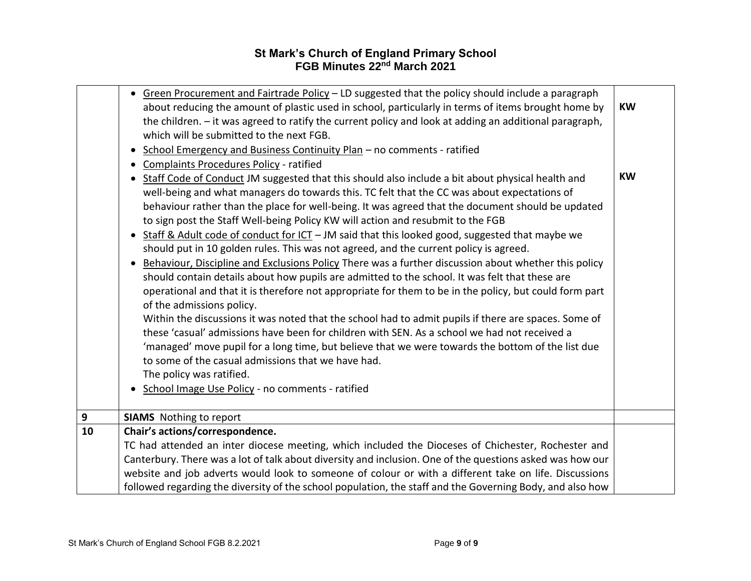| | | |
|---|---|---|
| | • Green Procurement and Fairtrade Policy – LD suggested that the policy should include a paragraph about reducing the amount of plastic used in school, particularly in terms of items brought home by the children. – it was agreed to ratify the current policy and look at adding an additional paragraph, which will be submitted to the next FGB.<br>• School Emergency and Business Continuity Plan – no comments - ratified<br>• Complaints Procedures Policy - ratified<br>• Staff Code of Conduct JM suggested that this should also include a bit about physical health and well-being and what managers do towards this. TC felt that the CC was about expectations of behaviour rather than the place for well-being. It was agreed that the document should be updated to sign post the Staff Well-being Policy KW will action and resubmit to the FGB<br>• Staff & Adult code of conduct for ICT – JM said that this looked good, suggested that maybe we should put in 10 golden rules. This was not agreed, and the current policy is agreed.<br>• Behaviour, Discipline and Exclusions Policy There was a further discussion about whether this policy should contain details about how pupils are admitted to the school. It was felt that these are operational and that it is therefore not appropriate for them to be in the policy, but could form part of the admissions policy.<br>Within the discussions it was noted that the school had to admit pupils if there are spaces. Some of these 'casual' admissions have been for children with SEN. As a school we had not received a 'managed' move pupil for a long time, but believe that we were towards the bottom of the list due to some of the casual admissions that we have had.<br>The policy was ratified.<br>• School Image Use Policy - no comments - ratified | **KW**<br><br>**KW** |
| **9** | **SIAMS** Nothing to report | |
| **10** | **Chair's actions/correspondence.**<br>TC had attended an inter diocese meeting, which included the Dioceses of Chichester, Rochester and Canterbury. There was a lot of talk about diversity and inclusion. One of the questions asked was how our website and job adverts would look to someone of colour or with a different take on life. Discussions followed regarding the diversity of the school population, the staff and the Governing Body, and also how | |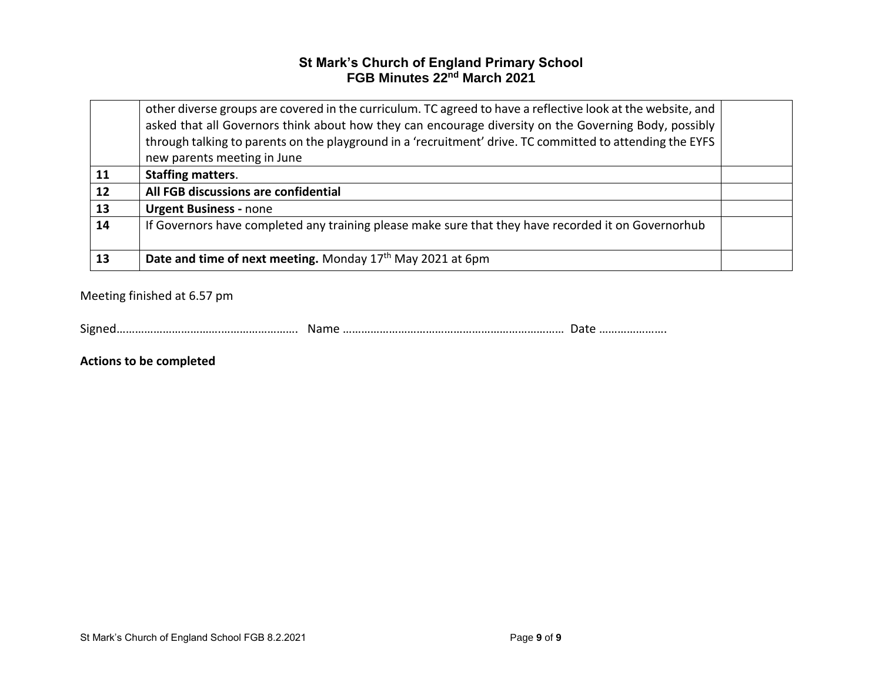| | other diverse groups are covered in the curriculum. TC agreed to have a reflective look at the website, and asked that all Governors think about how they can encourage diversity on the Governing Body, possibly through talking to parents on the playground in a 'recruitment' drive. TC committed to attending the EYFS new parents meeting in June | |
|---|---|---|
| **11** | **Staffing matters**. | |
| **12** | **All FGB discussions are confidential** | |
| **13** | **Urgent Business -** none | |
| **14** | If Governors have completed any training please make sure that they have recorded it on Governorhub | |
| **13** | **Date and time of next meeting.** Monday 17th May 2021 at 6pm | |

Meeting finished at 6.57 pm

Signed…………………………………………………. Name ……………………………………………………………… Date ………………….

**Actions to be completed**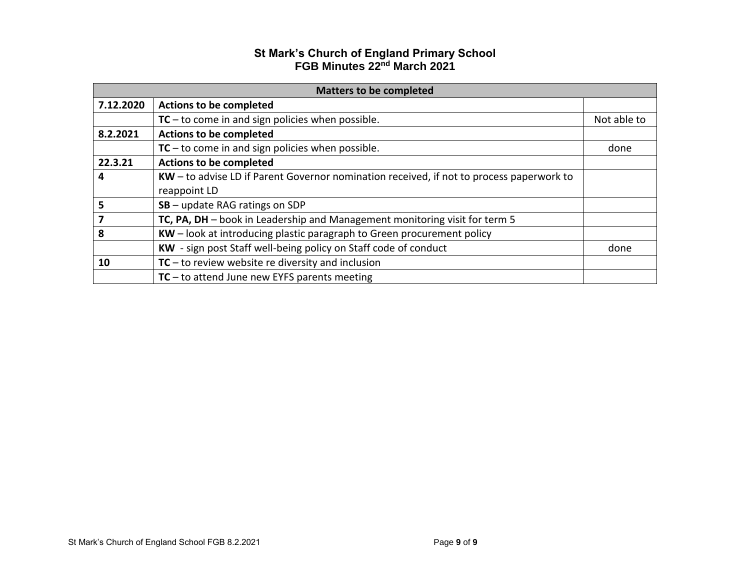**St Mark's Church of England Primary School**
**FGB Minutes 22nd March 2021**

| Matters to be completed | | |
|---|---|---|
| **7.12.2020** | **Actions to be completed** | |
| | **TC** – to come in and sign policies when possible. | Not able to |
| **8.2.2021** | **Actions to be completed** | |
| | **TC** – to come in and sign policies when possible. | done |
| **22.3.21** | **Actions to be completed** | |
| **4** | **KW** – to advise LD if Parent Governor nomination received, if not to process paperwork to reappoint LD | |
| **5** | **SB** – update RAG ratings on SDP | |
| **7** | **TC, PA, DH** – book in Leadership and Management monitoring visit for term 5 | |
| **8** | **KW** – look at introducing plastic paragraph to Green procurement policy | |
| | **KW** - sign post Staff well-being policy on Staff code of conduct | done |
| **10** | **TC** – to review website re diversity and inclusion | |
| | **TC** – to attend June new EYFS parents meeting | |